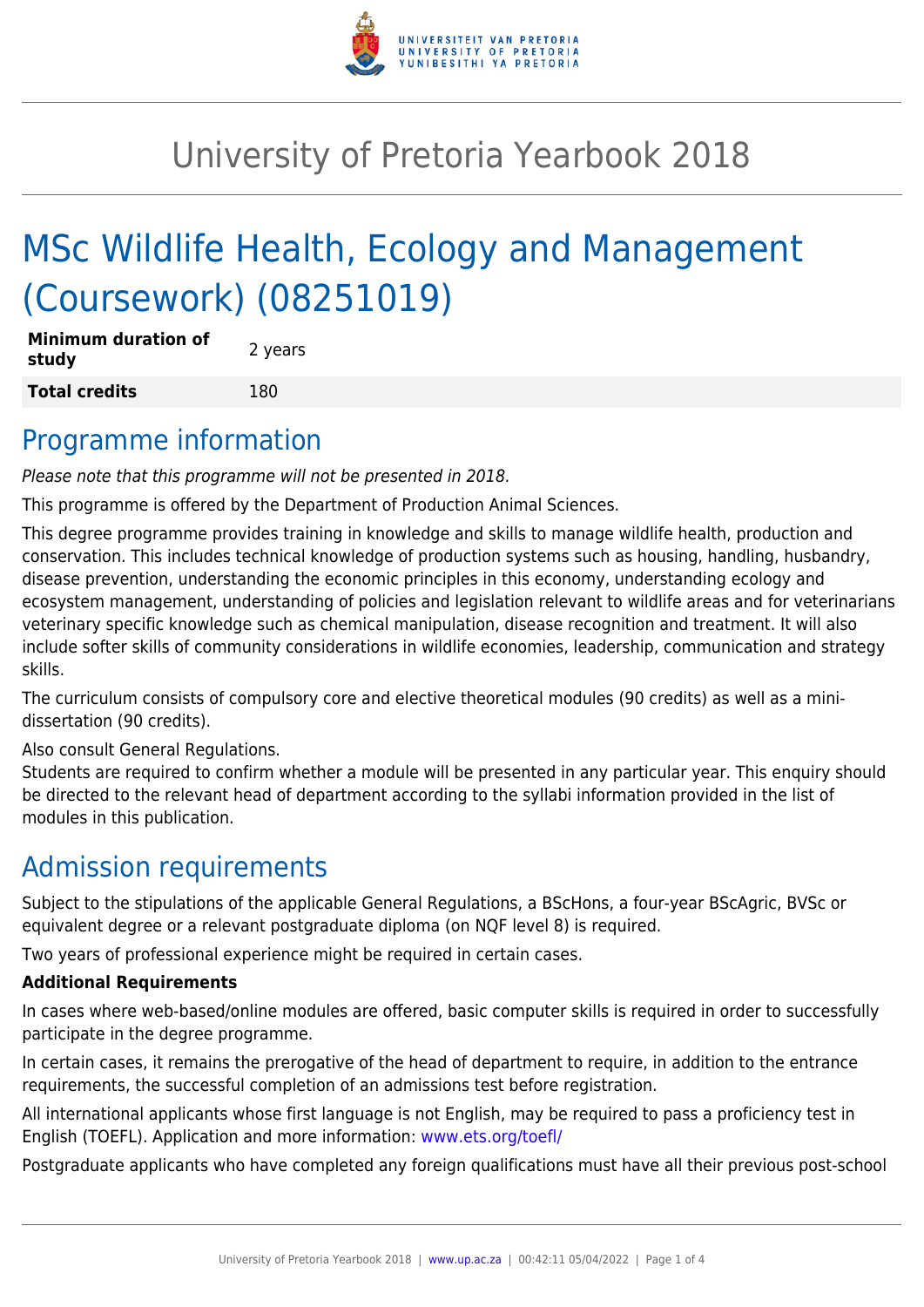# University of Pretoria Yearbook 2018

# MSc Wildlife Health, Ecology and Management (Coursework) (08251019)

| **Minimum duration of study** | 2 years |
| --- | --- |
| **Total credits** | 180 |

## Programme information

*Please note that this programme will not be presented in 2018.*

This programme is offered by the Department of Production Animal Sciences.

This degree programme provides training in knowledge and skills to manage wildlife health, production and conservation. This includes technical knowledge of production systems such as housing, handling, husbandry, disease prevention, understanding the economic principles in this economy, understanding ecology and ecosystem management, understanding of policies and legislation relevant to wildlife areas and for veterinarians veterinary specific knowledge such as chemical manipulation, disease recognition and treatment. It will also include softer skills of community considerations in wildlife economies, leadership, communication and strategy skills.

The curriculum consists of compulsory core and elective theoretical modules (90 credits) as well as a mini-dissertation (90 credits).

Also consult General Regulations.
Students are required to confirm whether a module will be presented in any particular year. This enquiry should be directed to the relevant head of department according to the syllabi information provided in the list of modules in this publication.

## Admission requirements

Subject to the stipulations of the applicable General Regulations, a BScHons, a four-year BScAgric, BVSc or equivalent degree or a relevant postgraduate diploma (on NQF level 8) is required.

Two years of professional experience might be required in certain cases.

**Additional Requirements**

In cases where web-based/online modules are offered, basic computer skills is required in order to successfully participate in the degree programme.

In certain cases, it remains the prerogative of the head of department to require, in addition to the entrance requirements, the successful completion of an admissions test before registration.

All international applicants whose first language is not English, may be required to pass a proficiency test in English (TOEFL). Application and more information: www.ets.org/toefl/

Postgraduate applicants who have completed any foreign qualifications must have all their previous post-school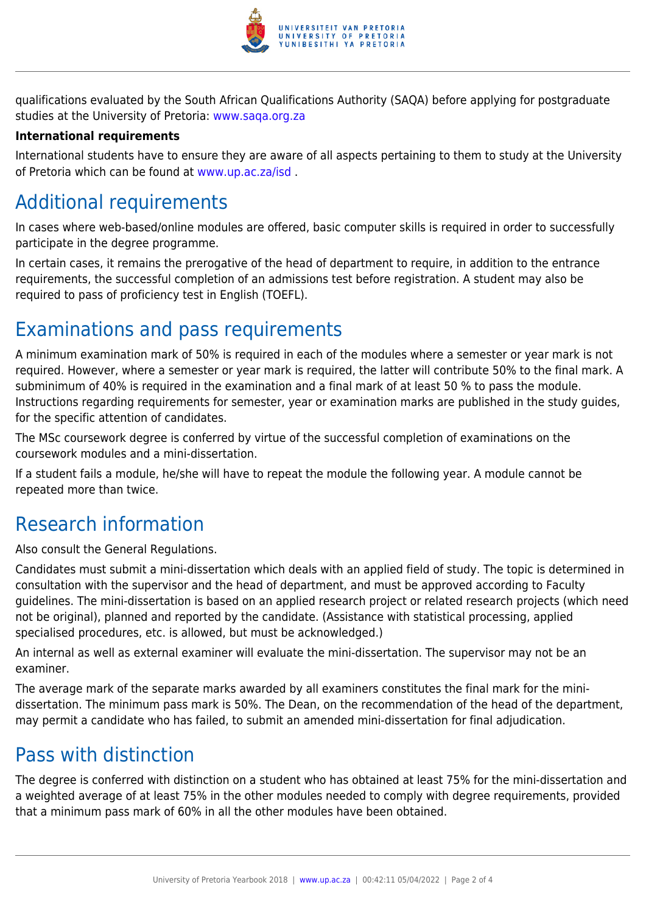qualifications evaluated by the South African Qualifications Authority (SAQA) before applying for postgraduate studies at the University of Pretoria: www.saqa.org.za

**International requirements**

International students have to ensure they are aware of all aspects pertaining to them to study at the University of Pretoria which can be found at www.up.ac.za/isd .

## Additional requirements

In cases where web-based/online modules are offered, basic computer skills is required in order to successfully participate in the degree programme.

In certain cases, it remains the prerogative of the head of department to require, in addition to the entrance requirements, the successful completion of an admissions test before registration. A student may also be required to pass of proficiency test in English (TOEFL).

## Examinations and pass requirements

A minimum examination mark of 50% is required in each of the modules where a semester or year mark is not required. However, where a semester or year mark is required, the latter will contribute 50% to the final mark. A subminimum of 40% is required in the examination and a final mark of at least 50 % to pass the module. Instructions regarding requirements for semester, year or examination marks are published in the study guides, for the specific attention of candidates.

The MSc coursework degree is conferred by virtue of the successful completion of examinations on the coursework modules and a mini-dissertation.

If a student fails a module, he/she will have to repeat the module the following year. A module cannot be repeated more than twice.

## Research information

Also consult the General Regulations.

Candidates must submit a mini-dissertation which deals with an applied field of study. The topic is determined in consultation with the supervisor and the head of department, and must be approved according to Faculty guidelines. The mini-dissertation is based on an applied research project or related research projects (which need not be original), planned and reported by the candidate. (Assistance with statistical processing, applied specialised procedures, etc. is allowed, but must be acknowledged.)

An internal as well as external examiner will evaluate the mini-dissertation. The supervisor may not be an examiner.

The average mark of the separate marks awarded by all examiners constitutes the final mark for the mini-dissertation. The minimum pass mark is 50%. The Dean, on the recommendation of the head of the department, may permit a candidate who has failed, to submit an amended mini-dissertation for final adjudication.

## Pass with distinction

The degree is conferred with distinction on a student who has obtained at least 75% for the mini-dissertation and a weighted average of at least 75% in the other modules needed to comply with degree requirements, provided that a minimum pass mark of 60% in all the other modules have been obtained.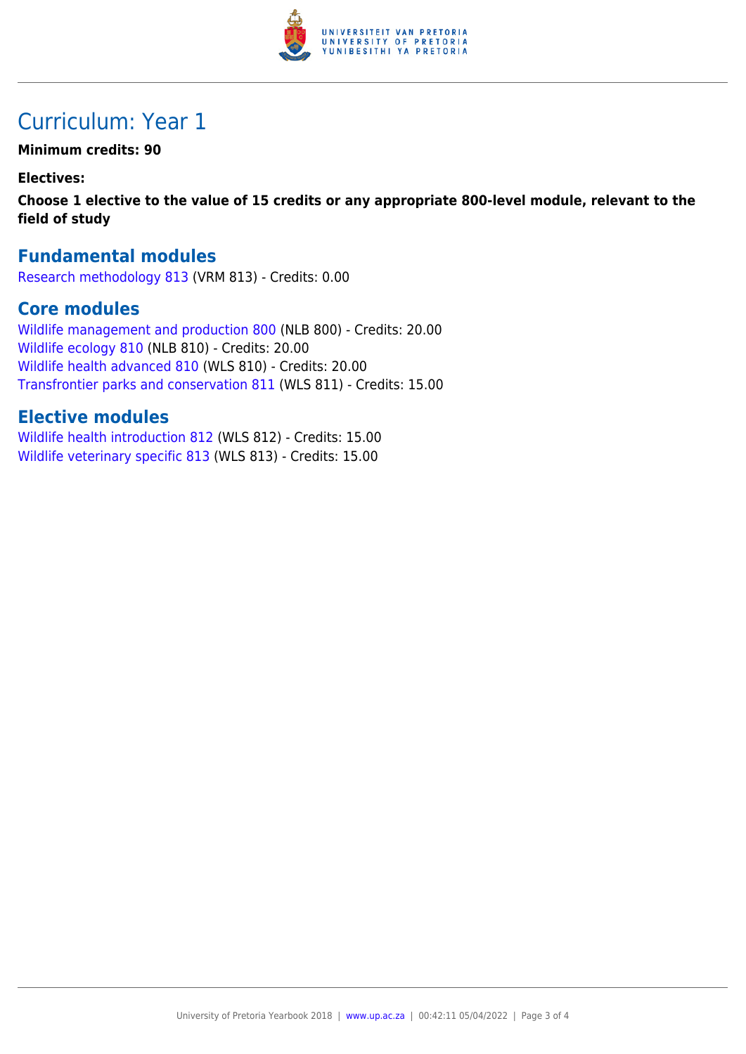# Curriculum: Year 1

**Minimum credits: 90**

**Electives:**

**Choose 1 elective to the value of 15 credits or any appropriate 800-level module, relevant to the field of study**

## Fundamental modules

Research methodology 813 (VRM 813) - Credits: 0.00

## Core modules

Wildlife management and production 800 (NLB 800) - Credits: 20.00
Wildlife ecology 810 (NLB 810) - Credits: 20.00
Wildlife health advanced 810 (WLS 810) - Credits: 20.00
Transfrontier parks and conservation 811 (WLS 811) - Credits: 15.00

## Elective modules

Wildlife health introduction 812 (WLS 812) - Credits: 15.00
Wildlife veterinary specific 813 (WLS 813) - Credits: 15.00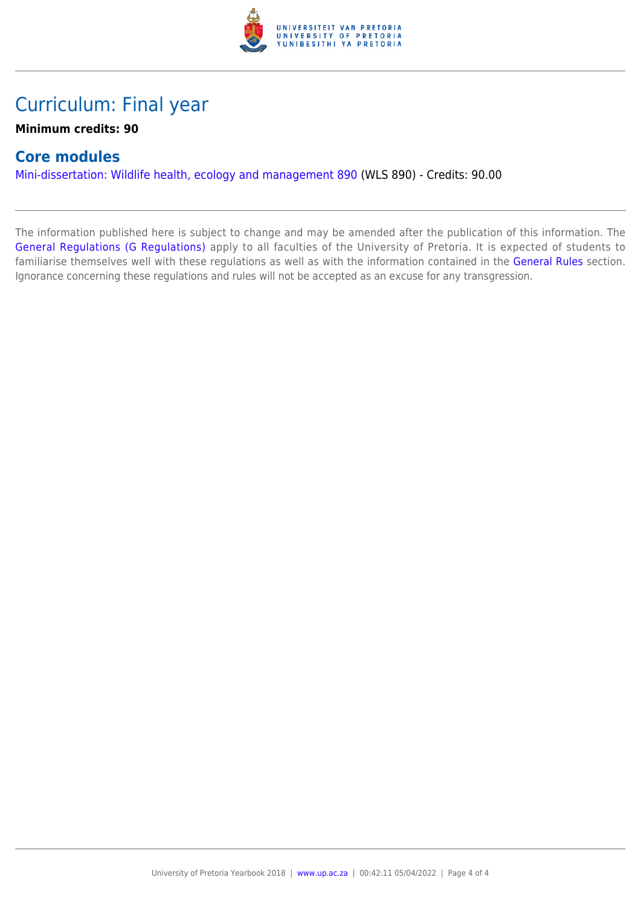# Curriculum: Final year

**Minimum credits: 90**

## Core modules

Mini-dissertation: Wildlife health, ecology and management 890 (WLS 890) - Credits: 90.00

The information published here is subject to change and may be amended after the publication of this information. The General Regulations (G Regulations) apply to all faculties of the University of Pretoria. It is expected of students to familiarise themselves well with these regulations as well as with the information contained in the General Rules section. Ignorance concerning these regulations and rules will not be accepted as an excuse for any transgression.